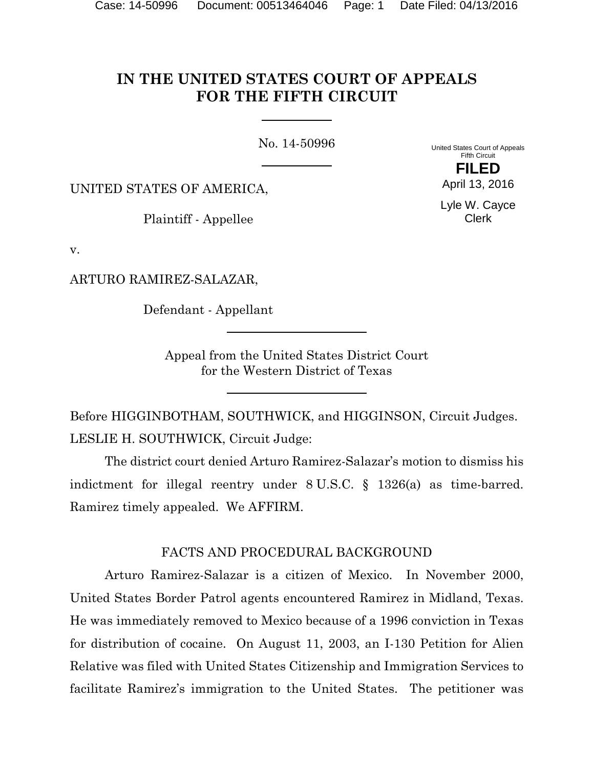# IN THE UNITED STATES COURT OF APPEALS FOR THE FIFTH CIRCUIT

No. 14-50996

United States Court of Appeals
Fifth Circuit

**FILED**

April 13, 2016

Lyle W. Cayce
Clerk

UNITED STATES OF AMERICA,

Plaintiff - Appellee

v.

ARTURO RAMIREZ-SALAZAR,

Defendant - Appellant

Appeal from the United States District Court
for the Western District of Texas

Before HIGGINBOTHAM, SOUTHWICK, and HIGGINSON, Circuit Judges.

LESLIE H. SOUTHWICK, Circuit Judge:

The district court denied Arturo Ramirez-Salazar's motion to dismiss his indictment for illegal reentry under 8 U.S.C. § 1326(a) as time-barred. Ramirez timely appealed. We AFFIRM.

## FACTS AND PROCEDURAL BACKGROUND

Arturo Ramirez-Salazar is a citizen of Mexico. In November 2000, United States Border Patrol agents encountered Ramirez in Midland, Texas. He was immediately removed to Mexico because of a 1996 conviction in Texas for distribution of cocaine. On August 11, 2003, an I-130 Petition for Alien Relative was filed with United States Citizenship and Immigration Services to facilitate Ramirez's immigration to the United States. The petitioner was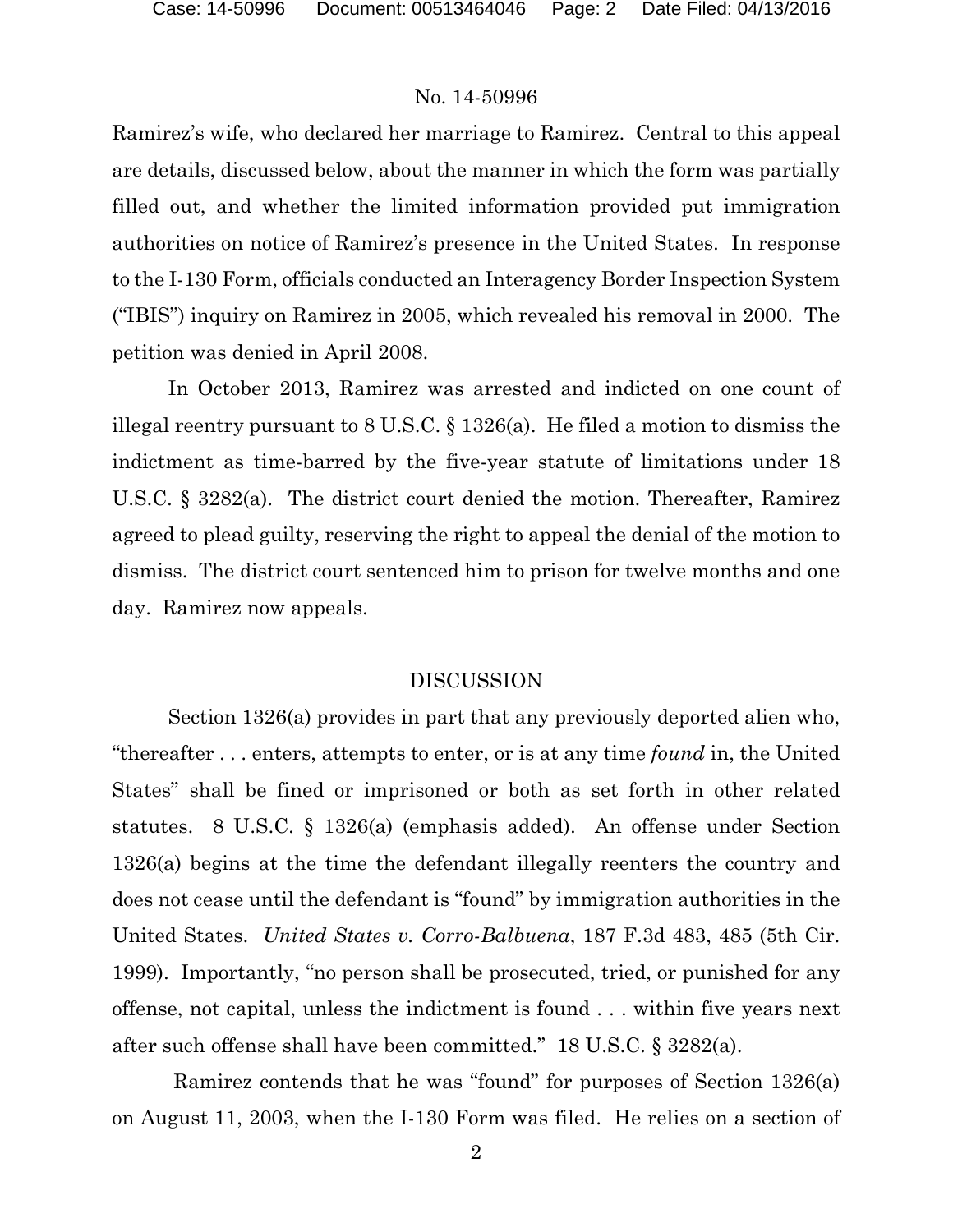Ramirez's wife, who declared her marriage to Ramirez. Central to this appeal are details, discussed below, about the manner in which the form was partially filled out, and whether the limited information provided put immigration authorities on notice of Ramirez's presence in the United States. In response to the I-130 Form, officials conducted an Interagency Border Inspection System ("IBIS") inquiry on Ramirez in 2005, which revealed his removal in 2000. The petition was denied in April 2008.

In October 2013, Ramirez was arrested and indicted on one count of illegal reentry pursuant to 8 U.S.C. § 1326(a). He filed a motion to dismiss the indictment as time-barred by the five-year statute of limitations under 18 U.S.C. § 3282(a). The district court denied the motion. Thereafter, Ramirez agreed to plead guilty, reserving the right to appeal the denial of the motion to dismiss. The district court sentenced him to prison for twelve months and one day. Ramirez now appeals.

## DISCUSSION

Section 1326(a) provides in part that any previously deported alien who, "thereafter . . . enters, attempts to enter, or is at any time *found* in, the United States" shall be fined or imprisoned or both as set forth in other related statutes. 8 U.S.C. § 1326(a) (emphasis added). An offense under Section 1326(a) begins at the time the defendant illegally reenters the country and does not cease until the defendant is "found" by immigration authorities in the United States. *United States v. Corro-Balbuena*, 187 F.3d 483, 485 (5th Cir. 1999). Importantly, "no person shall be prosecuted, tried, or punished for any offense, not capital, unless the indictment is found . . . within five years next after such offense shall have been committed." 18 U.S.C. § 3282(a).

Ramirez contends that he was "found" for purposes of Section 1326(a) on August 11, 2003, when the I-130 Form was filed. He relies on a section of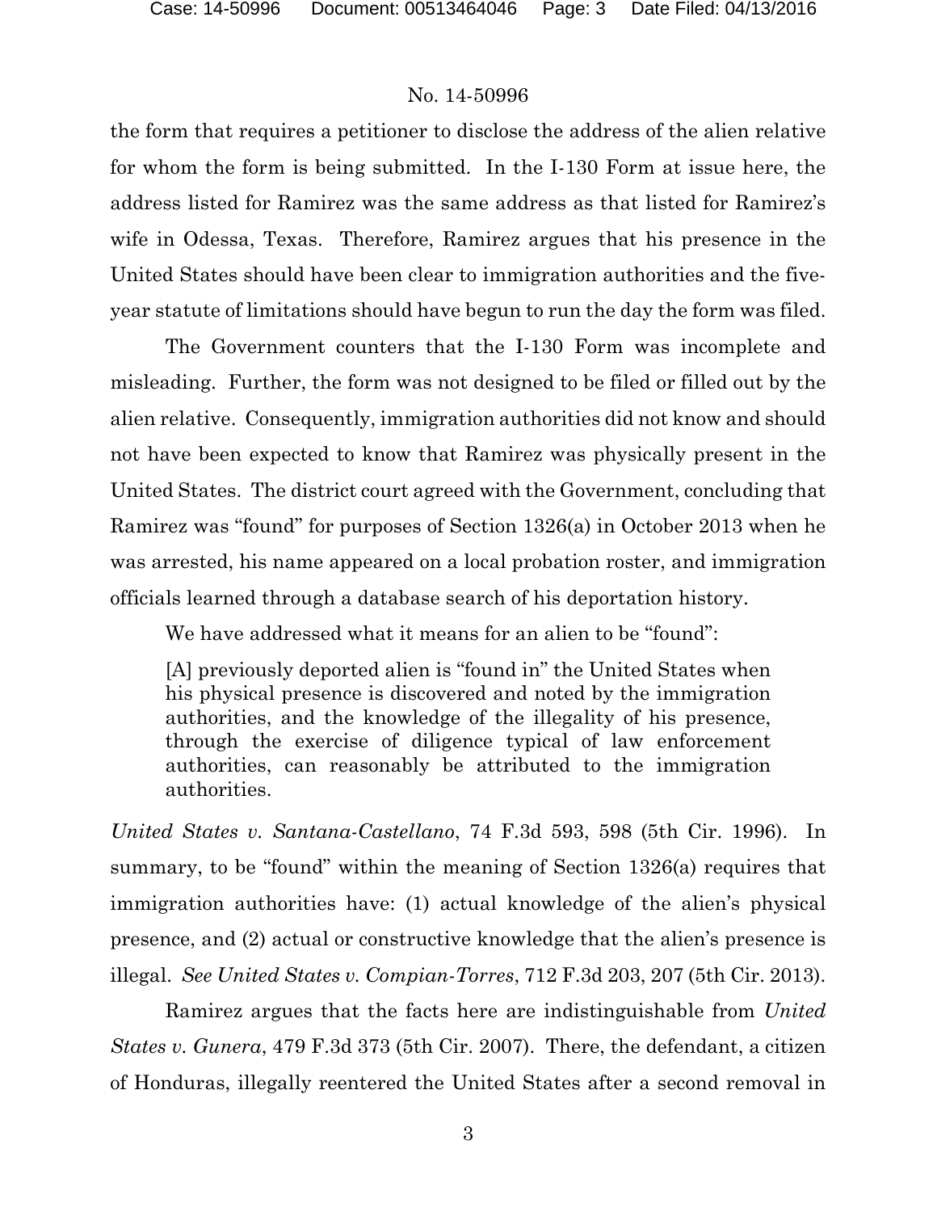the form that requires a petitioner to disclose the address of the alien relative for whom the form is being submitted. In the I-130 Form at issue here, the address listed for Ramirez was the same address as that listed for Ramirez's wife in Odessa, Texas. Therefore, Ramirez argues that his presence in the United States should have been clear to immigration authorities and the five-year statute of limitations should have begun to run the day the form was filed.

The Government counters that the I-130 Form was incomplete and misleading. Further, the form was not designed to be filed or filled out by the alien relative. Consequently, immigration authorities did not know and should not have been expected to know that Ramirez was physically present in the United States. The district court agreed with the Government, concluding that Ramirez was "found" for purposes of Section 1326(a) in October 2013 when he was arrested, his name appeared on a local probation roster, and immigration officials learned through a database search of his deportation history.

We have addressed what it means for an alien to be "found":

> [A] previously deported alien is "found in" the United States when his physical presence is discovered and noted by the immigration authorities, and the knowledge of the illegality of his presence, through the exercise of diligence typical of law enforcement authorities, can reasonably be attributed to the immigration authorities.

*United States v. Santana-Castellano*, 74 F.3d 593, 598 (5th Cir. 1996). In summary, to be "found" within the meaning of Section 1326(a) requires that immigration authorities have: (1) actual knowledge of the alien's physical presence, and (2) actual or constructive knowledge that the alien's presence is illegal. *See United States v. Compian-Torres*, 712 F.3d 203, 207 (5th Cir. 2013).

Ramirez argues that the facts here are indistinguishable from *United States v. Gunera*, 479 F.3d 373 (5th Cir. 2007). There, the defendant, a citizen of Honduras, illegally reentered the United States after a second removal in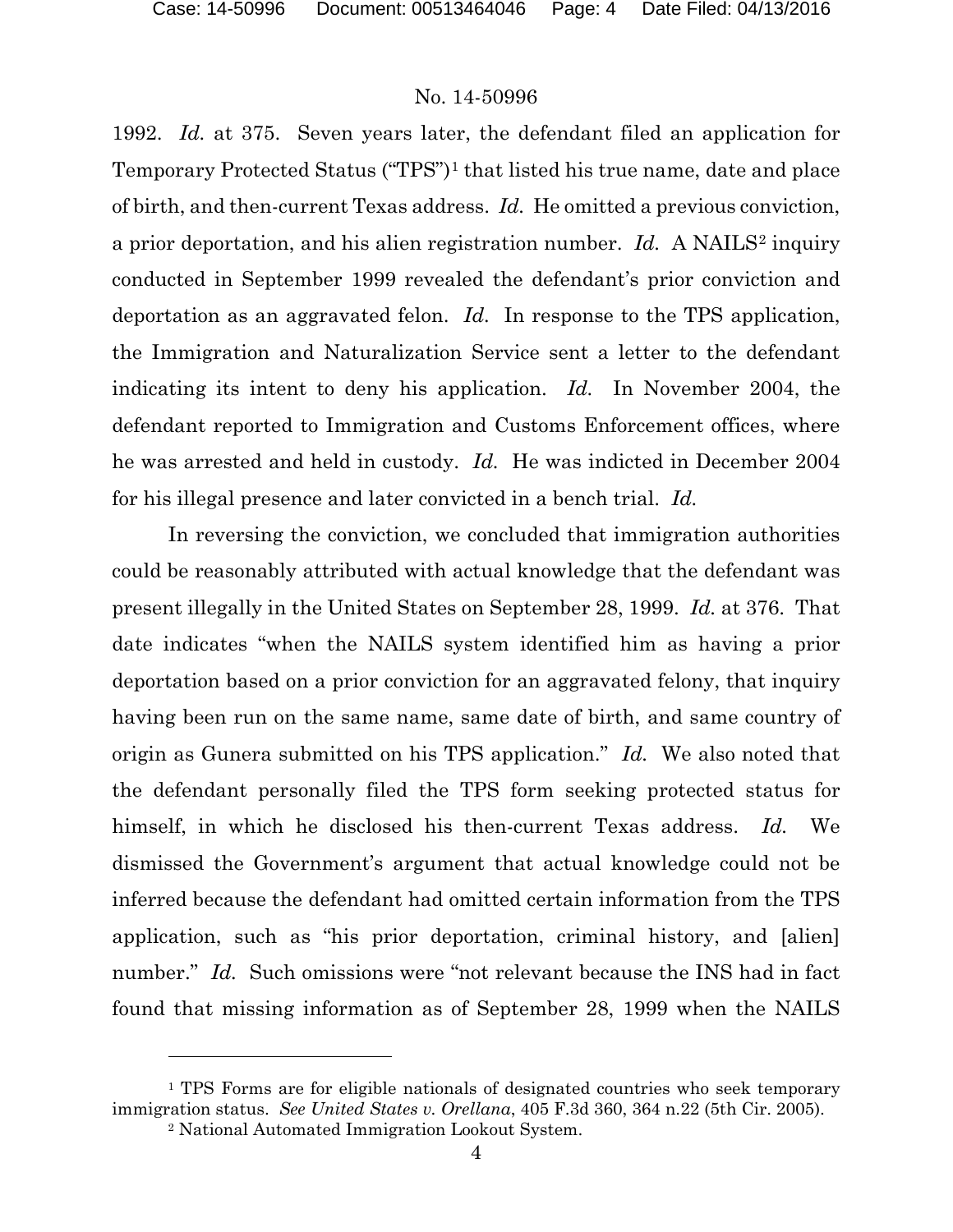1992. *Id.* at 375. Seven years later, the defendant filed an application for Temporary Protected Status ("TPS")[1] that listed his true name, date and place of birth, and then-current Texas address. *Id.* He omitted a previous conviction, a prior deportation, and his alien registration number. *Id.* A NAILS[2] inquiry conducted in September 1999 revealed the defendant's prior conviction and deportation as an aggravated felon. *Id.* In response to the TPS application, the Immigration and Naturalization Service sent a letter to the defendant indicating its intent to deny his application. *Id.* In November 2004, the defendant reported to Immigration and Customs Enforcement offices, where he was arrested and held in custody. *Id.* He was indicted in December 2004 for his illegal presence and later convicted in a bench trial. *Id.*

In reversing the conviction, we concluded that immigration authorities could be reasonably attributed with actual knowledge that the defendant was present illegally in the United States on September 28, 1999. *Id.* at 376. That date indicates "when the NAILS system identified him as having a prior deportation based on a prior conviction for an aggravated felony, that inquiry having been run on the same name, same date of birth, and same country of origin as Gunera submitted on his TPS application." *Id.* We also noted that the defendant personally filed the TPS form seeking protected status for himself, in which he disclosed his then-current Texas address. *Id.* We dismissed the Government's argument that actual knowledge could not be inferred because the defendant had omitted certain information from the TPS application, such as "his prior deportation, criminal history, and [alien] number." *Id.* Such omissions were "not relevant because the INS had in fact found that missing information as of September 28, 1999 when the NAILS

---

[1] TPS Forms are for eligible nationals of designated countries who seek temporary immigration status. *See United States v. Orellana*, 405 F.3d 360, 364 n.22 (5th Cir. 2005).

[2] National Automated Immigration Lookout System.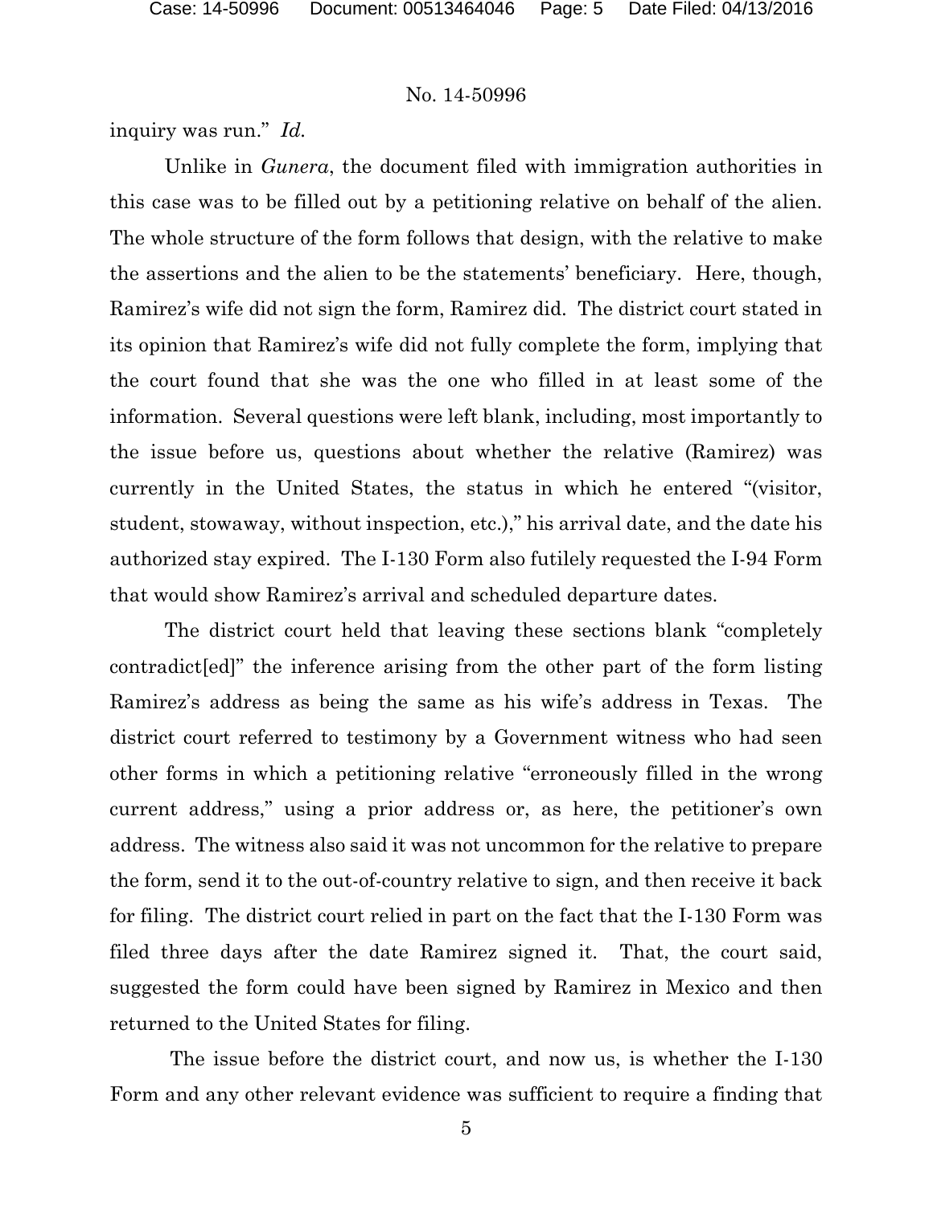inquiry was run." *Id.*

Unlike in *Gunera*, the document filed with immigration authorities in this case was to be filled out by a petitioning relative on behalf of the alien. The whole structure of the form follows that design, with the relative to make the assertions and the alien to be the statements' beneficiary. Here, though, Ramirez's wife did not sign the form, Ramirez did. The district court stated in its opinion that Ramirez's wife did not fully complete the form, implying that the court found that she was the one who filled in at least some of the information. Several questions were left blank, including, most importantly to the issue before us, questions about whether the relative (Ramirez) was currently in the United States, the status in which he entered "(visitor, student, stowaway, without inspection, etc.)," his arrival date, and the date his authorized stay expired. The I-130 Form also futilely requested the I-94 Form that would show Ramirez's arrival and scheduled departure dates.

The district court held that leaving these sections blank "completely contradict[ed]" the inference arising from the other part of the form listing Ramirez's address as being the same as his wife's address in Texas. The district court referred to testimony by a Government witness who had seen other forms in which a petitioning relative "erroneously filled in the wrong current address," using a prior address or, as here, the petitioner's own address. The witness also said it was not uncommon for the relative to prepare the form, send it to the out-of-country relative to sign, and then receive it back for filing. The district court relied in part on the fact that the I-130 Form was filed three days after the date Ramirez signed it. That, the court said, suggested the form could have been signed by Ramirez in Mexico and then returned to the United States for filing.

The issue before the district court, and now us, is whether the I-130 Form and any other relevant evidence was sufficient to require a finding that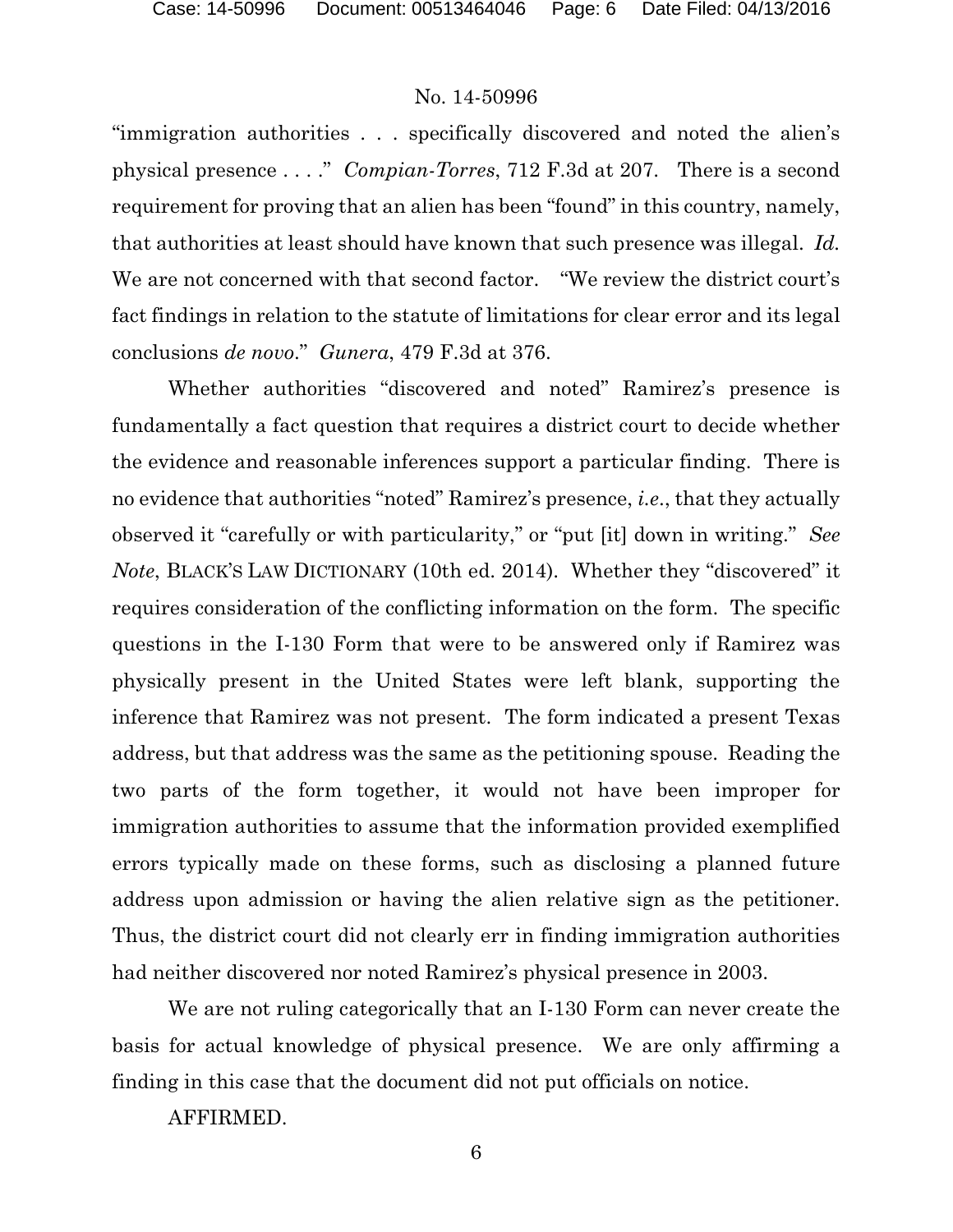"immigration authorities . . . specifically discovered and noted the alien's physical presence . . . ." *Compian-Torres*, 712 F.3d at 207. There is a second requirement for proving that an alien has been "found" in this country, namely, that authorities at least should have known that such presence was illegal. *Id.* We are not concerned with that second factor. "We review the district court's fact findings in relation to the statute of limitations for clear error and its legal conclusions *de novo*." *Gunera*, 479 F.3d at 376.

Whether authorities "discovered and noted" Ramirez's presence is fundamentally a fact question that requires a district court to decide whether the evidence and reasonable inferences support a particular finding. There is no evidence that authorities "noted" Ramirez's presence, *i.e.*, that they actually observed it "carefully or with particularity," or "put [it] down in writing." *See Note*, BLACK'S LAW DICTIONARY (10th ed. 2014). Whether they "discovered" it requires consideration of the conflicting information on the form. The specific questions in the I-130 Form that were to be answered only if Ramirez was physically present in the United States were left blank, supporting the inference that Ramirez was not present. The form indicated a present Texas address, but that address was the same as the petitioning spouse. Reading the two parts of the form together, it would not have been improper for immigration authorities to assume that the information provided exemplified errors typically made on these forms, such as disclosing a planned future address upon admission or having the alien relative sign as the petitioner. Thus, the district court did not clearly err in finding immigration authorities had neither discovered nor noted Ramirez's physical presence in 2003.

We are not ruling categorically that an I-130 Form can never create the basis for actual knowledge of physical presence. We are only affirming a finding in this case that the document did not put officials on notice.

AFFIRMED.